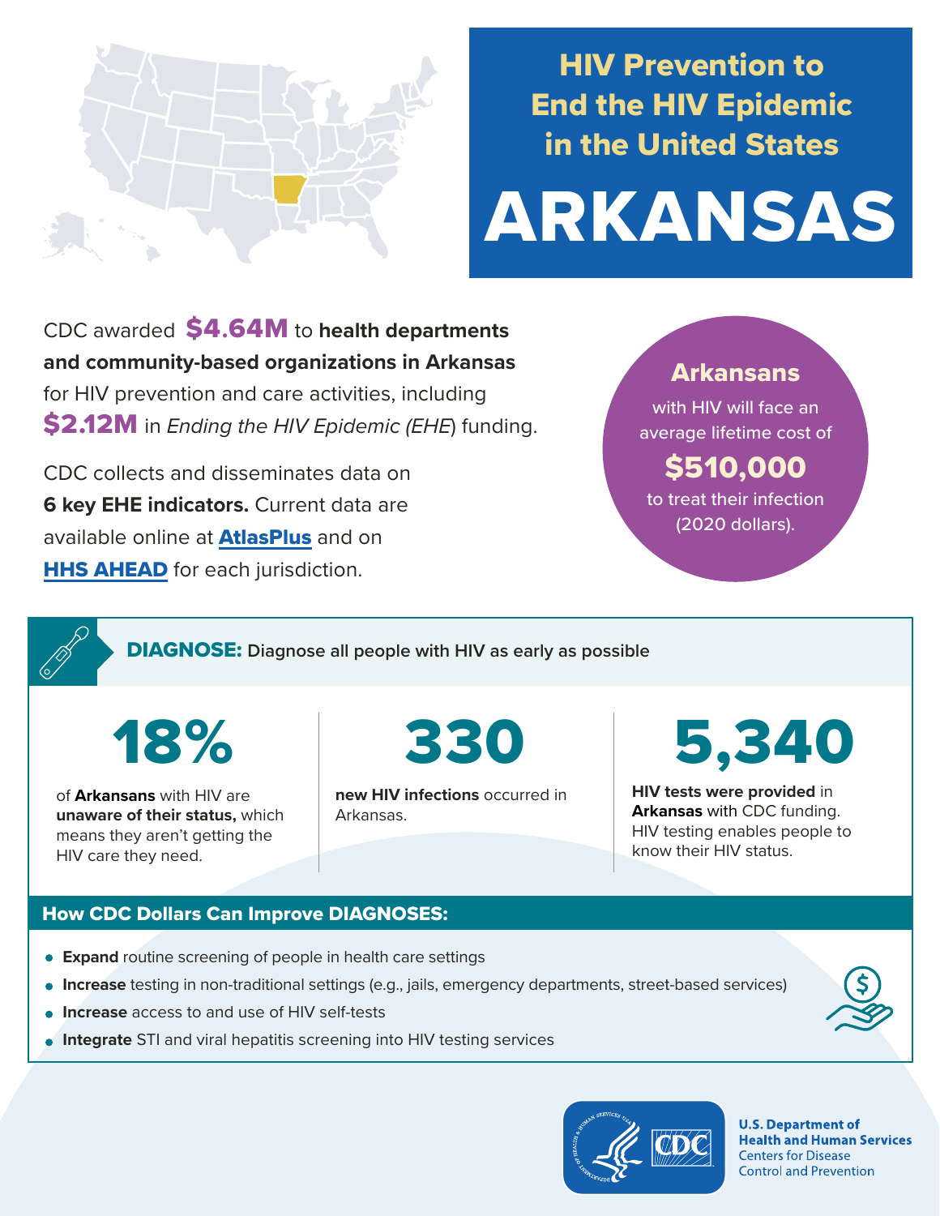# HIV Prevention to End the HIV Epidemic in the United States

# ARKANSAS

CDC awarded **$4.64M** to **health departments and community-based organizations in Arkansas** for HIV prevention and care activities, including **$2.12M** in *Ending the HIV Epidemic (EHE*) funding.

CDC collects and disseminates data on **6 key EHE indicators.** Current data are available online at **AtlasPlus** and on **HHS AHEAD** for each jurisdiction.

**Arkansans** with HIV will face an average lifetime cost of **$510,000** to treat their infection (2020 dollars).

## DIAGNOSE: Diagnose all people with HIV as early as possible

**18%** of **Arkansans** with HIV are **unaware of their status,** which means they aren't getting the HIV care they need.

**330** **new HIV infections** occurred in Arkansas.

**5,340** **HIV tests were provided** in **Arkansas** with CDC funding. HIV testing enables people to know their HIV status.

### How CDC Dollars Can Improve DIAGNOSES:

- **Expand** routine screening of people in health care settings
- **Increase** testing in non-traditional settings (e.g., jails, emergency departments, street-based services)
- **Increase** access to and use of HIV self-tests
- **Integrate** STI and viral hepatitis screening into HIV testing services

U.S. Department of Health and Human Services
Centers for Disease Control and Prevention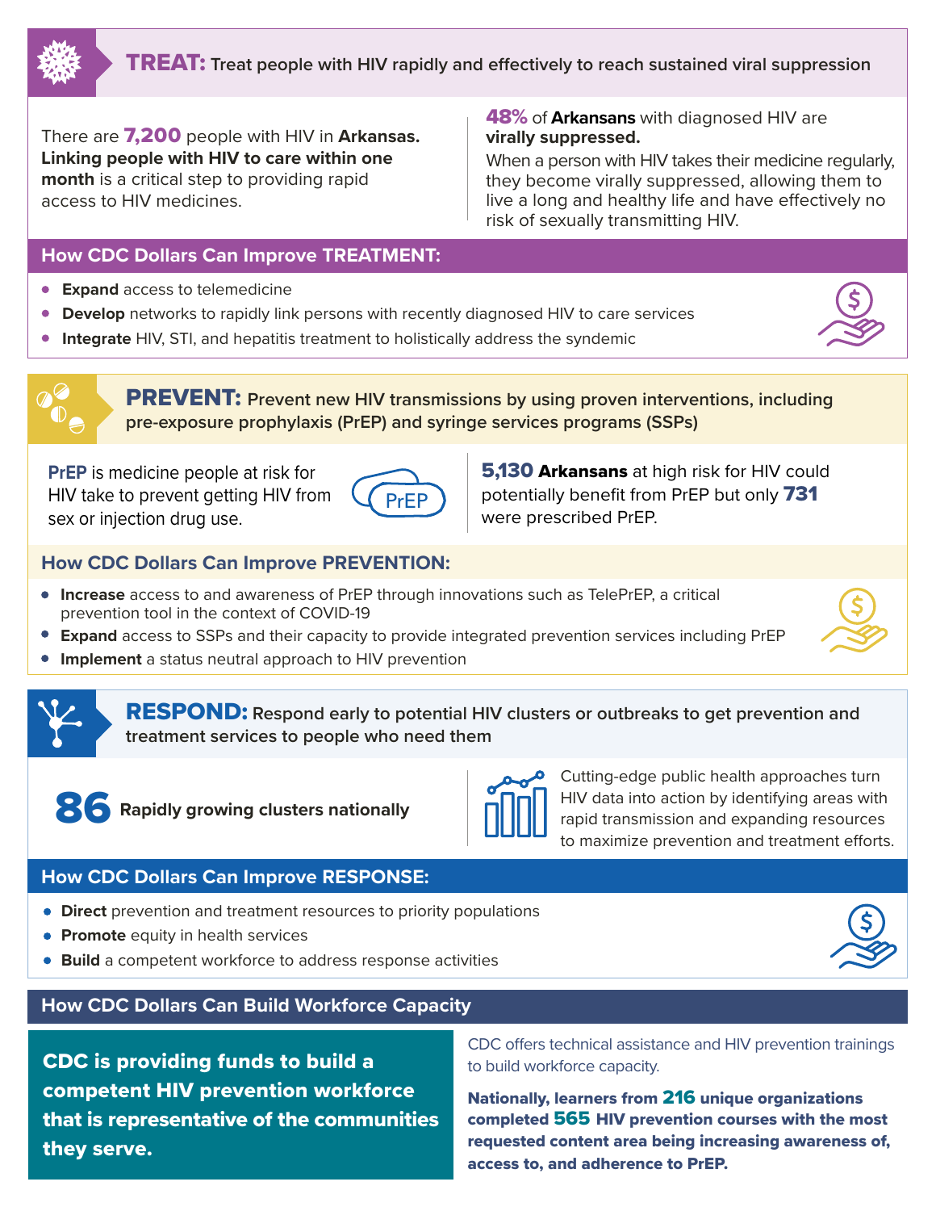## TREAT: Treat people with HIV rapidly and effectively to reach sustained viral suppression

There are **7,200** people with HIV in **Arkansas. Linking people with HIV to care within one month** is a critical step to providing rapid access to HIV medicines.

**48%** of **Arkansans** with diagnosed HIV are **virally suppressed.**

When a person with HIV takes their medicine regularly, they become virally suppressed, allowing them to live a long and healthy life and have effectively no risk of sexually transmitting HIV.

### How CDC Dollars Can Improve TREATMENT:

- **Expand** access to telemedicine
- **Develop** networks to rapidly link persons with recently diagnosed HIV to care services
- **Integrate** HIV, STI, and hepatitis treatment to holistically address the syndemic

## PREVENT: Prevent new HIV transmissions by using proven interventions, including pre-exposure prophylaxis (PrEP) and syringe services programs (SSPs)

**PrEP** is medicine people at risk for HIV take to prevent getting HIV from sex or injection drug use.

PrEP

**5,130 Arkansans** at high risk for HIV could potentially benefit from PrEP but only **731** were prescribed PrEP.

### How CDC Dollars Can Improve PREVENTION:

- **Increase** access to and awareness of PrEP through innovations such as TelePrEP, a critical prevention tool in the context of COVID-19
- **Expand** access to SSPs and their capacity to provide integrated prevention services including PrEP
- **Implement** a status neutral approach to HIV prevention

## RESPOND: Respond early to potential HIV clusters or outbreaks to get prevention and treatment services to people who need them

**86** **Rapidly growing clusters nationally**

Cutting-edge public health approaches turn HIV data into action by identifying areas with rapid transmission and expanding resources to maximize prevention and treatment efforts.

### How CDC Dollars Can Improve RESPONSE:

- **Direct** prevention and treatment resources to priority populations
- **Promote** equity in health services
- **Build** a competent workforce to address response activities

### How CDC Dollars Can Build Workforce Capacity

**CDC is providing funds to build a competent HIV prevention workforce that is representative of the communities they serve.**

CDC offers technical assistance and HIV prevention trainings to build workforce capacity.

**Nationally, learners from 216 unique organizations completed 565 HIV prevention courses with the most requested content area being increasing awareness of, access to, and adherence to PrEP.**